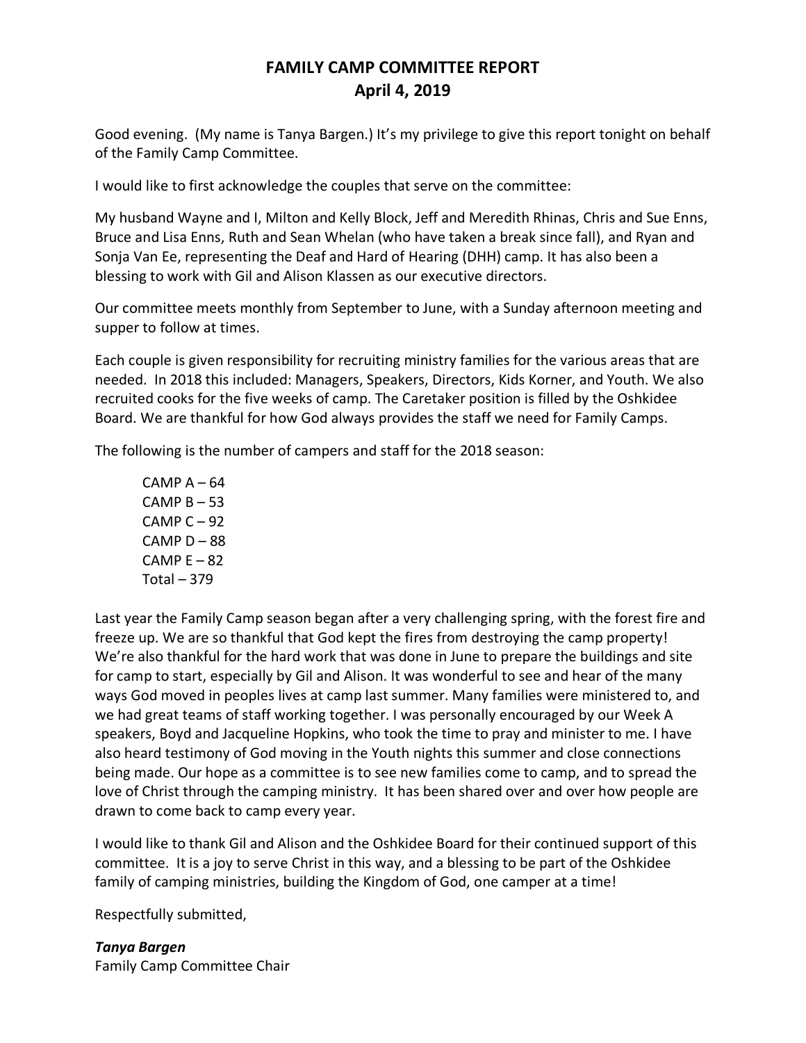# FAMILY CAMP COMMITTEE REPORT
# April 4, 2019

Good evening. (My name is Tanya Bargen.) It's my privilege to give this report tonight on behalf of the Family Camp Committee.

I would like to first acknowledge the couples that serve on the committee:

My husband Wayne and I, Milton and Kelly Block, Jeff and Meredith Rhinas, Chris and Sue Enns, Bruce and Lisa Enns, Ruth and Sean Whelan (who have taken a break since fall), and Ryan and Sonja Van Ee, representing the Deaf and Hard of Hearing (DHH) camp. It has also been a blessing to work with Gil and Alison Klassen as our executive directors.

Our committee meets monthly from September to June, with a Sunday afternoon meeting and supper to follow at times.

Each couple is given responsibility for recruiting ministry families for the various areas that are needed. In 2018 this included: Managers, Speakers, Directors, Kids Korner, and Youth. We also recruited cooks for the five weeks of camp. The Caretaker position is filled by the Oshkidee Board. We are thankful for how God always provides the staff we need for Family Camps.

The following is the number of campers and staff for the 2018 season:

CAMP A – 64
CAMP B – 53
CAMP C – 92
CAMP D – 88
CAMP E – 82
Total – 379

Last year the Family Camp season began after a very challenging spring, with the forest fire and freeze up. We are so thankful that God kept the fires from destroying the camp property! We're also thankful for the hard work that was done in June to prepare the buildings and site for camp to start, especially by Gil and Alison. It was wonderful to see and hear of the many ways God moved in peoples lives at camp last summer. Many families were ministered to, and we had great teams of staff working together. I was personally encouraged by our Week A speakers, Boyd and Jacqueline Hopkins, who took the time to pray and minister to me. I have also heard testimony of God moving in the Youth nights this summer and close connections being made. Our hope as a committee is to see new families come to camp, and to spread the love of Christ through the camping ministry. It has been shared over and over how people are drawn to come back to camp every year.

I would like to thank Gil and Alison and the Oshkidee Board for their continued support of this committee. It is a joy to serve Christ in this way, and a blessing to be part of the Oshkidee family of camping ministries, building the Kingdom of God, one camper at a time!

Respectfully submitted,

***Tanya Bargen***
Family Camp Committee Chair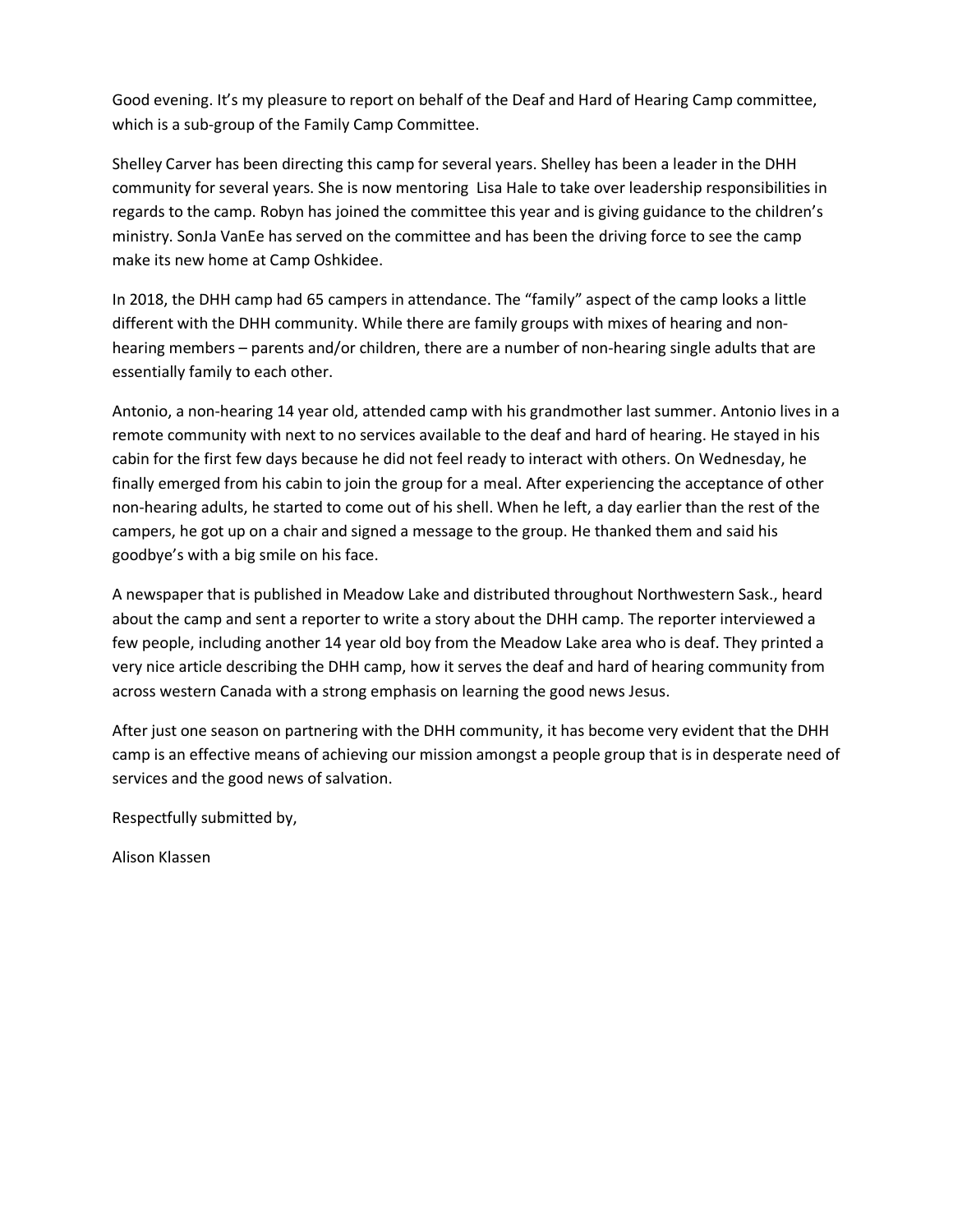Good evening. It's my pleasure to report on behalf of the Deaf and Hard of Hearing Camp committee, which is a sub-group of the Family Camp Committee.

Shelley Carver has been directing this camp for several years. Shelley has been a leader in the DHH community for several years. She is now mentoring Lisa Hale to take over leadership responsibilities in regards to the camp. Robyn has joined the committee this year and is giving guidance to the children's ministry. SonJa VanEe has served on the committee and has been the driving force to see the camp make its new home at Camp Oshkidee.

In 2018, the DHH camp had 65 campers in attendance. The "family" aspect of the camp looks a little different with the DHH community. While there are family groups with mixes of hearing and non-hearing members – parents and/or children, there are a number of non-hearing single adults that are essentially family to each other.

Antonio, a non-hearing 14 year old, attended camp with his grandmother last summer. Antonio lives in a remote community with next to no services available to the deaf and hard of hearing. He stayed in his cabin for the first few days because he did not feel ready to interact with others. On Wednesday, he finally emerged from his cabin to join the group for a meal. After experiencing the acceptance of other non-hearing adults, he started to come out of his shell. When he left, a day earlier than the rest of the campers, he got up on a chair and signed a message to the group. He thanked them and said his goodbye's with a big smile on his face.

A newspaper that is published in Meadow Lake and distributed throughout Northwestern Sask., heard about the camp and sent a reporter to write a story about the DHH camp. The reporter interviewed a few people, including another 14 year old boy from the Meadow Lake area who is deaf. They printed a very nice article describing the DHH camp, how it serves the deaf and hard of hearing community from across western Canada with a strong emphasis on learning the good news Jesus.

After just one season on partnering with the DHH community, it has become very evident that the DHH camp is an effective means of achieving our mission amongst a people group that is in desperate need of services and the good news of salvation.

Respectfully submitted by,

Alison Klassen